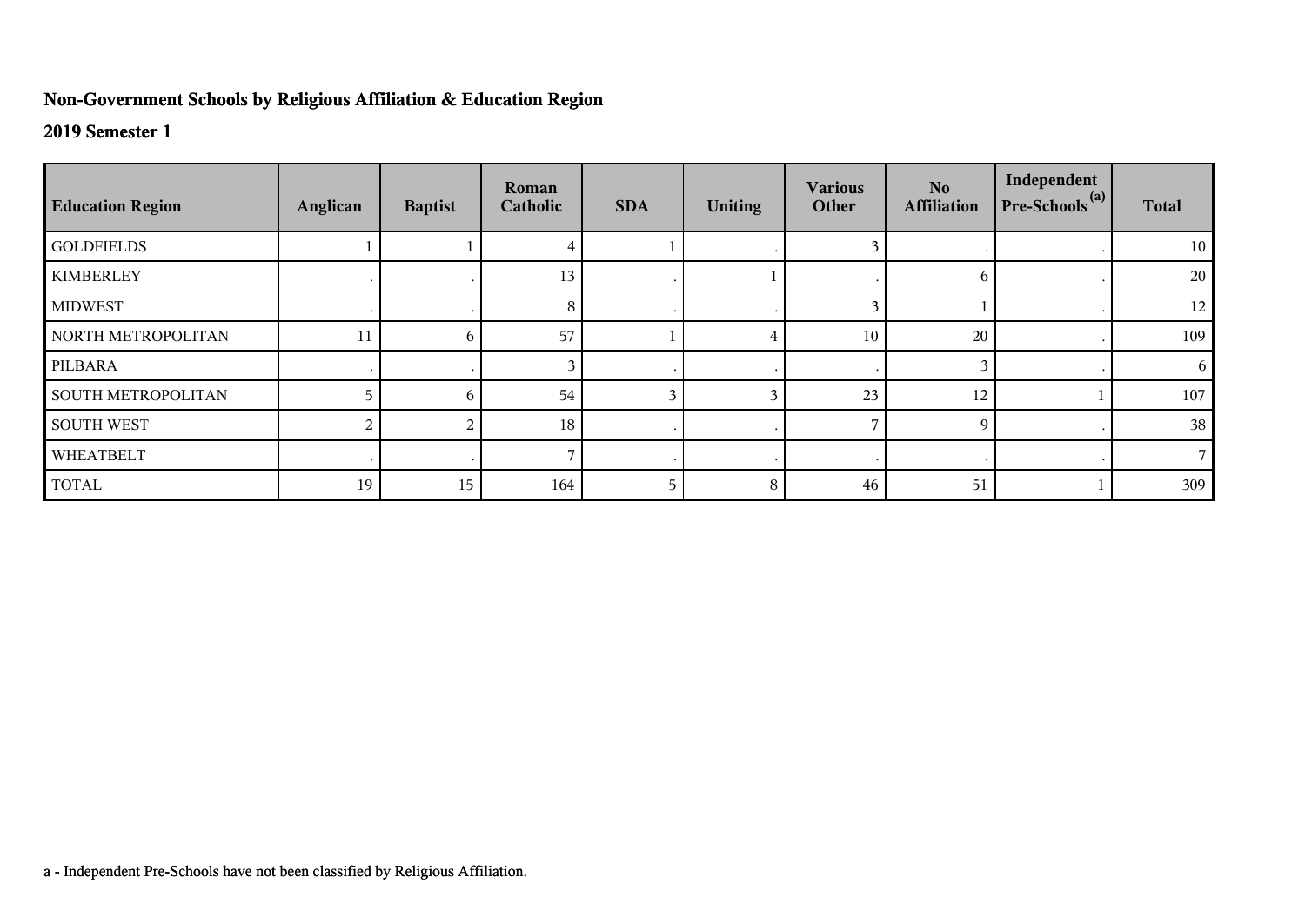## Non-Government Schools by Religious Affiliation & Education Region

### 2019 Semester 1

| Education Region | Anglican | Baptist | Roman Catholic | SDA | Uniting | Various Other | No Affiliation | Independent Pre-Schools [(a)] | Total |
|---|---|---|---|---|---|---|---|---|---|
| GOLDFIELDS | 1 | 1 | 4 | 1 | . | 3 | . | . | 10 |
| KIMBERLEY | . | . | 13 | . | 1 | . | 6 | . | 20 |
| MIDWEST | . | . | 8 | . | . | 3 | 1 | . | 12 |
| NORTH METROPOLITAN | 11 | 6 | 57 | 1 | 4 | 10 | 20 | . | 109 |
| PILBARA | . | . | 3 | . | . | . | 3 | . | 6 |
| SOUTH METROPOLITAN | 5 | 6 | 54 | 3 | 3 | 23 | 12 | 1 | 107 |
| SOUTH WEST | 2 | 2 | 18 | . | . | 7 | 9 | . | 38 |
| WHEATBELT | . | . | 7 | . | . | . | . | . | 7 |
| TOTAL | 19 | 15 | 164 | 5 | 8 | 46 | 51 | 1 | 309 |

a - Independent Pre-Schools have not been classified by Religious Affiliation.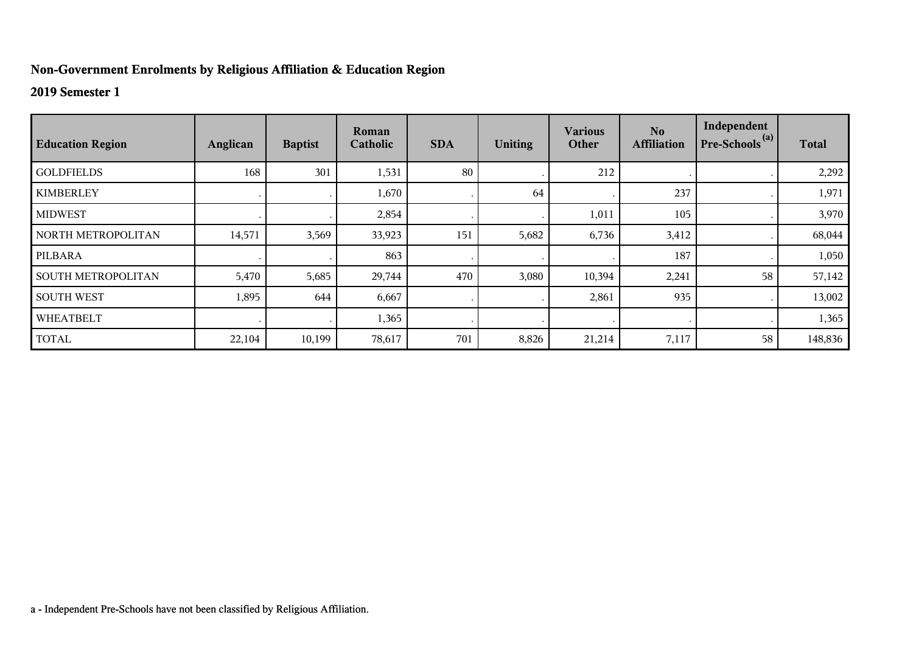**Non-Government Enrolments by Religious Affiliation & Education Region**

**2019 Semester 1**

| Education Region | Anglican | Baptist | Roman Catholic | SDA | Uniting | Various Other | No Affiliation | Independent Pre-Schools [(a)] | Total |
|---|---|---|---|---|---|---|---|---|---|
| GOLDFIELDS | 168 | 301 | 1,531 | 80 | . | 212 | . | . | 2,292 |
| KIMBERLEY | . | . | 1,670 | . | 64 | . | 237 | . | 1,971 |
| MIDWEST | . | . | 2,854 | . | . | 1,011 | 105 | . | 3,970 |
| NORTH METROPOLITAN | 14,571 | 3,569 | 33,923 | 151 | 5,682 | 6,736 | 3,412 | . | 68,044 |
| PILBARA | . | . | 863 | . | . | . | 187 | . | 1,050 |
| SOUTH METROPOLITAN | 5,470 | 5,685 | 29,744 | 470 | 3,080 | 10,394 | 2,241 | 58 | 57,142 |
| SOUTH WEST | 1,895 | 644 | 6,667 | . | . | 2,861 | 935 | . | 13,002 |
| WHEATBELT | . | . | 1,365 | . | . | . | . | . | 1,365 |
| TOTAL | 22,104 | 10,199 | 78,617 | 701 | 8,826 | 21,214 | 7,117 | 58 | 148,836 |

a - Independent Pre-Schools have not been classified by Religious Affiliation.